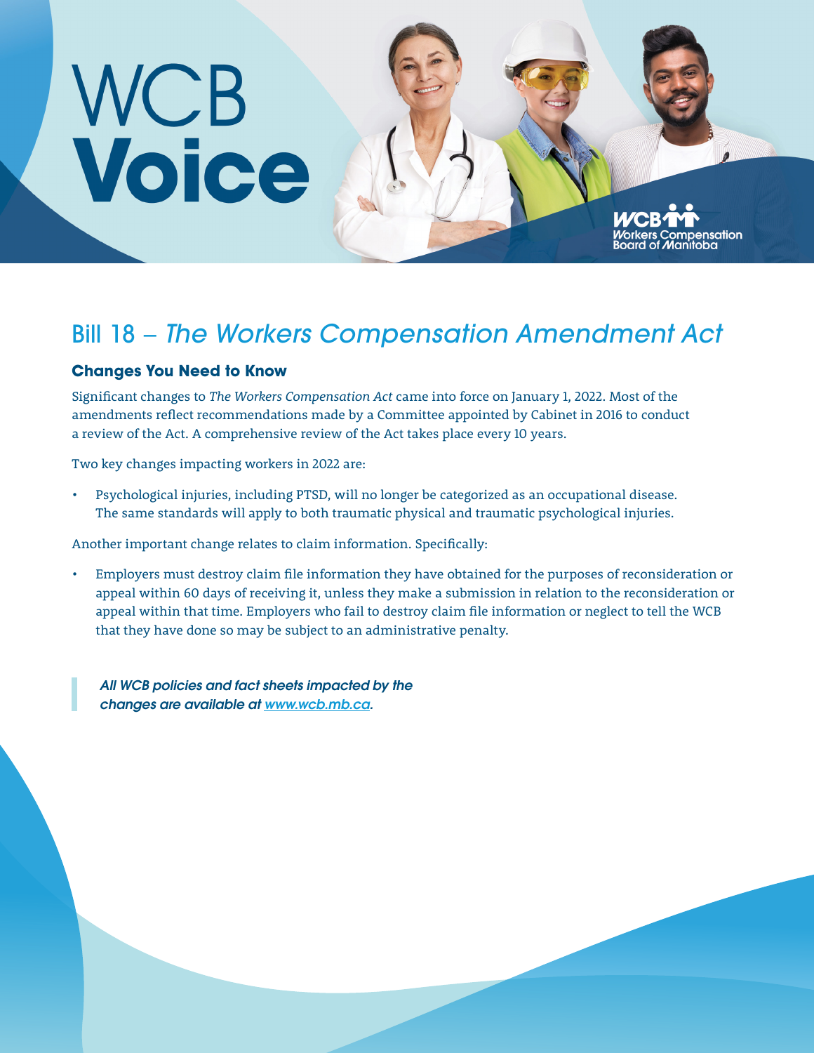# WCB Voice

Workers Compensation Board of Manitoba

## Bill 18 – *The Workers Compensation Amendment Act*

### Changes You Need to Know

Significant changes to *The Workers Compensation Act* came into force on January 1, 2022. Most of the amendments reflect recommendations made by a Committee appointed by Cabinet in 2016 to conduct a review of the Act. A comprehensive review of the Act takes place every 10 years.

Two key changes impacting workers in 2022 are:

- Psychological injuries, including PTSD, will no longer be categorized as an occupational disease. The same standards will apply to both traumatic physical and traumatic psychological injuries.

Another important change relates to claim information. Specifically:

- Employers must destroy claim file information they have obtained for the purposes of reconsideration or appeal within 60 days of receiving it, unless they make a submission in relation to the reconsideration or appeal within that time. Employers who fail to destroy claim file information or neglect to tell the WCB that they have done so may be subject to an administrative penalty.

> ***All WCB policies and fact sheets impacted by the changes are available at [www.wcb.mb.ca](www.wcb.mb.ca).***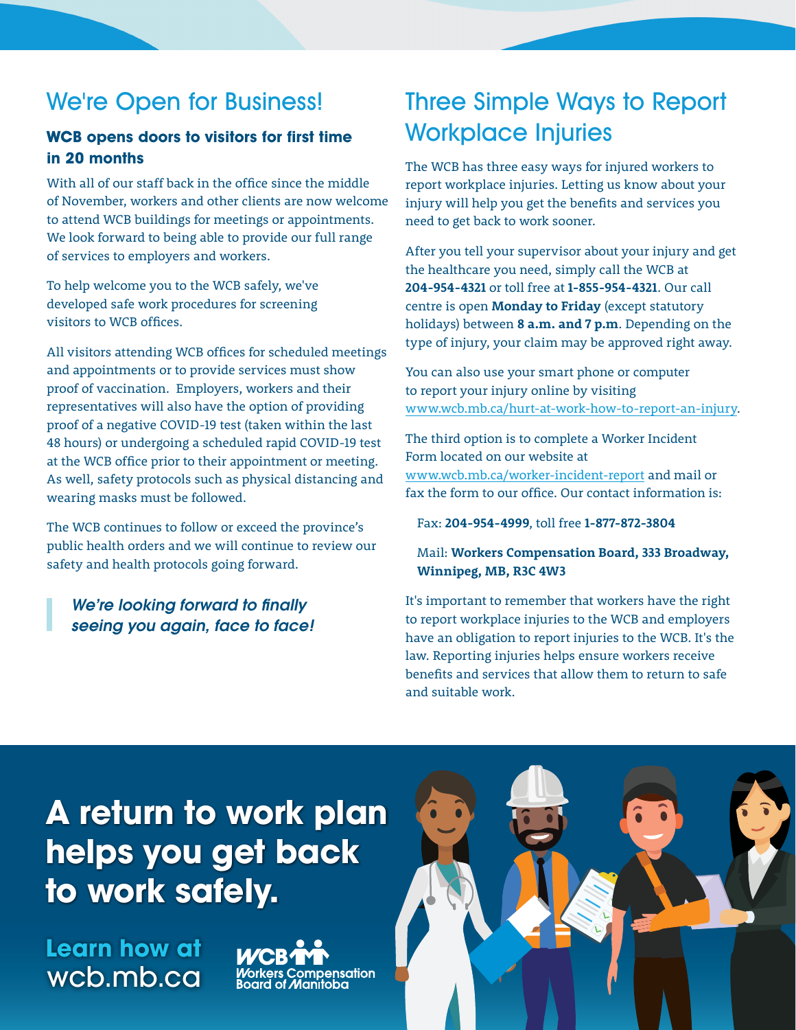## We're Open for Business!

### WCB opens doors to visitors for first time in 20 months

With all of our staff back in the office since the middle of November, workers and other clients are now welcome to attend WCB buildings for meetings or appointments. We look forward to being able to provide our full range of services to employers and workers.

To help welcome you to the WCB safely, we've developed safe work procedures for screening visitors to WCB offices.

All visitors attending WCB offices for scheduled meetings and appointments or to provide services must show proof of vaccination. Employers, workers and their representatives will also have the option of providing proof of a negative COVID-19 test (taken within the last 48 hours) or undergoing a scheduled rapid COVID-19 test at the WCB office prior to their appointment or meeting. As well, safety protocols such as physical distancing and wearing masks must be followed.

The WCB continues to follow or exceed the province's public health orders and we will continue to review our safety and health protocols going forward.

> ***We're looking forward to finally seeing you again, face to face!***

## Three Simple Ways to Report Workplace Injuries

The WCB has three easy ways for injured workers to report workplace injuries. Letting us know about your injury will help you get the benefits and services you need to get back to work sooner.

After you tell your supervisor about your injury and get the healthcare you need, simply call the WCB at **204-954-4321** or toll free at **1-855-954-4321**. Our call centre is open **Monday to Friday** (except statutory holidays) between **8 a.m. and 7 p.m**. Depending on the type of injury, your claim may be approved right away.

You can also use your smart phone or computer to report your injury online by visiting www.wcb.mb.ca/hurt-at-work-how-to-report-an-injury.

The third option is to complete a Worker Incident Form located on our website at www.wcb.mb.ca/worker-incident-report and mail or fax the form to our office. Our contact information is:

Fax: **204-954-4999**, toll free **1-877-872-3804**

Mail: **Workers Compensation Board, 333 Broadway, Winnipeg, MB, R3C 4W3**

It's important to remember that workers have the right to report workplace injuries to the WCB and employers have an obligation to report injuries to the WCB. It's the law. Reporting injuries helps ensure workers receive benefits and services that allow them to return to safe and suitable work.

# A return to work plan helps you get back to work safely.

**Learn how at**
wcb.mb.ca

WCB Workers Compensation Board of Manitoba